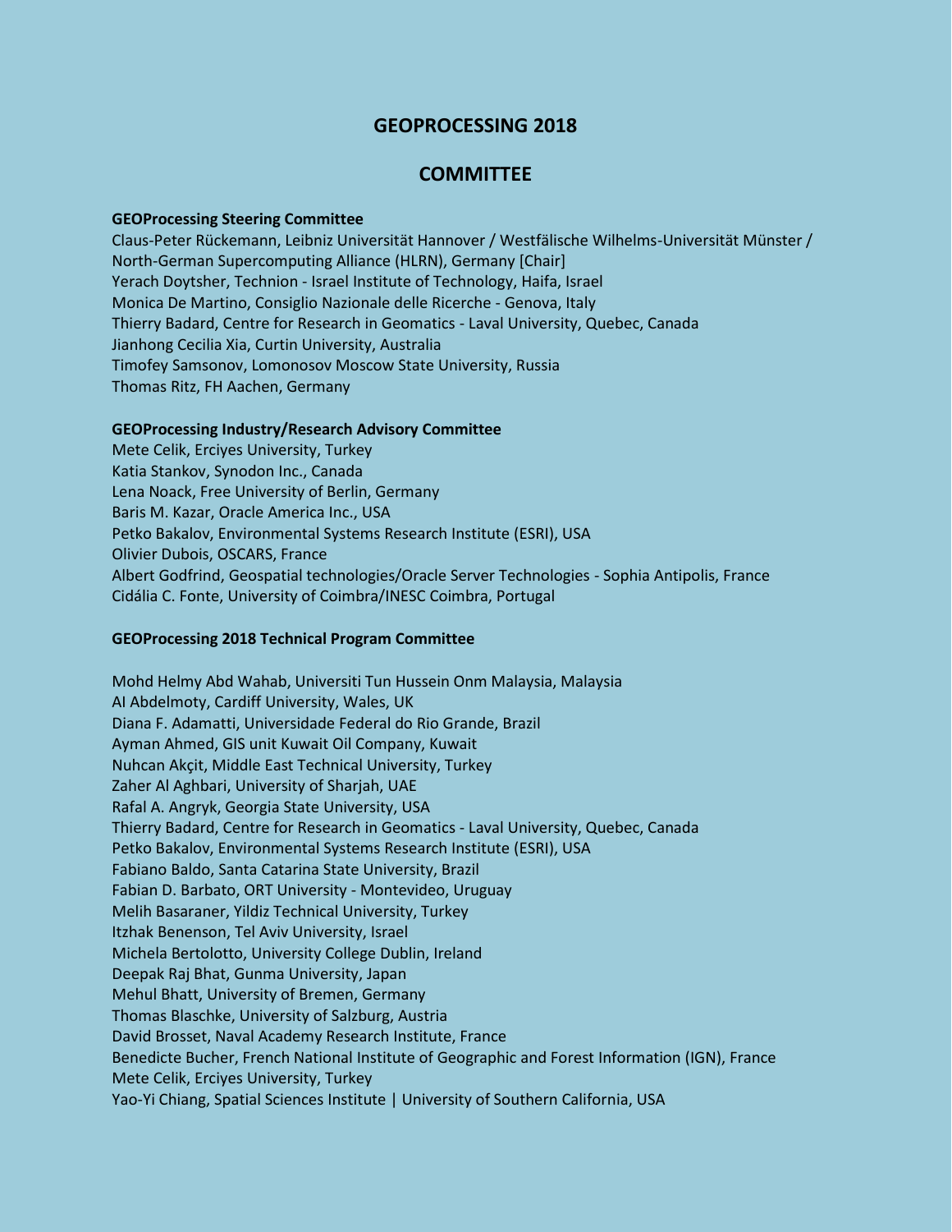# GEOPROCESSING 2018

## COMMITTEE

**GEOProcessing Steering Committee**

Claus-Peter Rückemann, Leibniz Universität Hannover / Westfälische Wilhelms-Universität Münster / North-German Supercomputing Alliance (HLRN), Germany [Chair]
Yerach Doytsher, Technion - Israel Institute of Technology, Haifa, Israel
Monica De Martino, Consiglio Nazionale delle Ricerche - Genova, Italy
Thierry Badard, Centre for Research in Geomatics - Laval University, Quebec, Canada
Jianhong Cecilia Xia, Curtin University, Australia
Timofey Samsonov, Lomonosov Moscow State University, Russia
Thomas Ritz, FH Aachen, Germany

**GEOProcessing Industry/Research Advisory Committee**

Mete Celik, Erciyes University, Turkey
Katia Stankov, Synodon Inc., Canada
Lena Noack, Free University of Berlin, Germany
Baris M. Kazar, Oracle America Inc., USA
Petko Bakalov, Environmental Systems Research Institute (ESRI), USA
Olivier Dubois, OSCARS, France
Albert Godfrind, Geospatial technologies/Oracle Server Technologies - Sophia Antipolis, France
Cidália C. Fonte, University of Coimbra/INESC Coimbra, Portugal

**GEOProcessing 2018 Technical Program Committee**

Mohd Helmy Abd Wahab, Universiti Tun Hussein Onm Malaysia, Malaysia
AI Abdelmoty, Cardiff University, Wales, UK
Diana F. Adamatti, Universidade Federal do Rio Grande, Brazil
Ayman Ahmed, GIS unit Kuwait Oil Company, Kuwait
Nuhcan Akçit, Middle East Technical University, Turkey
Zaher Al Aghbari, University of Sharjah, UAE
Rafal A. Angryk, Georgia State University, USA
Thierry Badard, Centre for Research in Geomatics - Laval University, Quebec, Canada
Petko Bakalov, Environmental Systems Research Institute (ESRI), USA
Fabiano Baldo, Santa Catarina State University, Brazil
Fabian D. Barbato, ORT University - Montevideo, Uruguay
Melih Basaraner, Yildiz Technical University, Turkey
Itzhak Benenson, Tel Aviv University, Israel
Michela Bertolotto, University College Dublin, Ireland
Deepak Raj Bhat, Gunma University, Japan
Mehul Bhatt, University of Bremen, Germany
Thomas Blaschke, University of Salzburg, Austria
David Brosset, Naval Academy Research Institute, France
Benedicte Bucher, French National Institute of Geographic and Forest Information (IGN), France
Mete Celik, Erciyes University, Turkey
Yao-Yi Chiang, Spatial Sciences Institute | University of Southern California, USA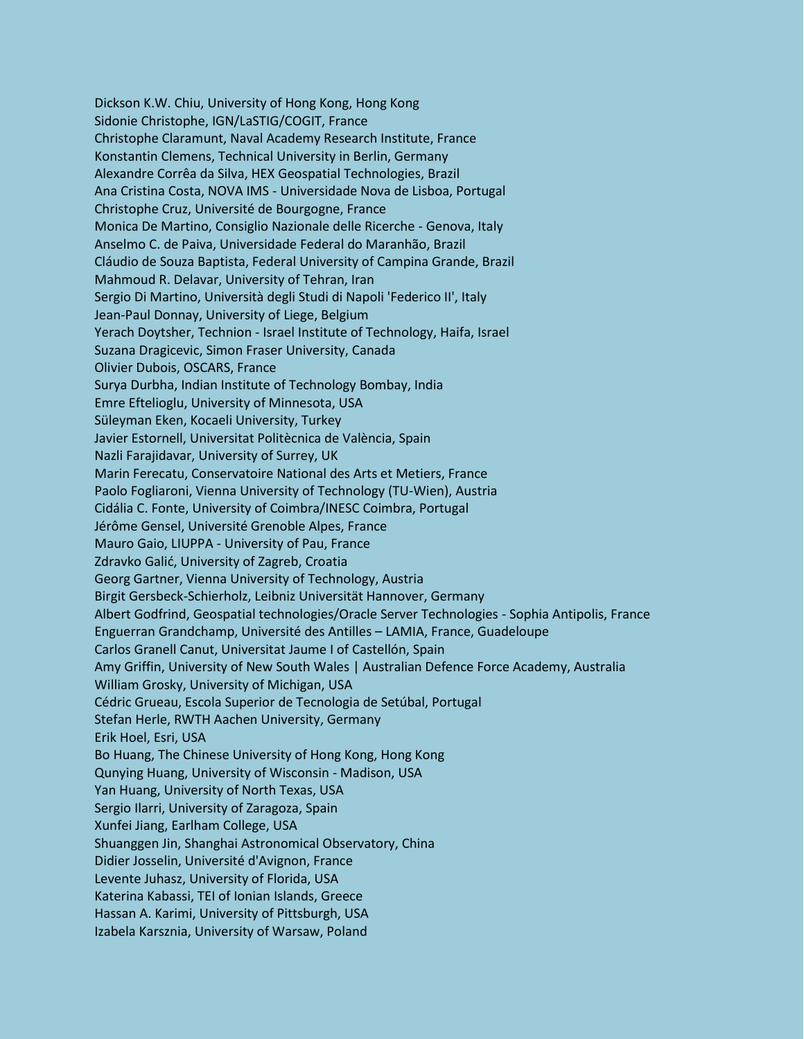Dickson K.W. Chiu, University of Hong Kong, Hong Kong
Sidonie Christophe, IGN/LaSTIG/COGIT, France
Christophe Claramunt, Naval Academy Research Institute, France
Konstantin Clemens, Technical University in Berlin, Germany
Alexandre Corrêa da Silva, HEX Geospatial Technologies, Brazil
Ana Cristina Costa, NOVA IMS - Universidade Nova de Lisboa, Portugal
Christophe Cruz, Université de Bourgogne, France
Monica De Martino, Consiglio Nazionale delle Ricerche - Genova, Italy
Anselmo C. de Paiva, Universidade Federal do Maranhão, Brazil
Cláudio de Souza Baptista, Federal University of Campina Grande, Brazil
Mahmoud R. Delavar, University of Tehran, Iran
Sergio Di Martino, Università degli Studi di Napoli 'Federico II', Italy
Jean-Paul Donnay, University of Liege, Belgium
Yerach Doytsher, Technion - Israel Institute of Technology, Haifa, Israel
Suzana Dragicevic, Simon Fraser University, Canada
Olivier Dubois, OSCARS, France
Surya Durbha, Indian Institute of Technology Bombay, India
Emre Eftelioglu, University of Minnesota, USA
Süleyman Eken, Kocaeli University, Turkey
Javier Estornell, Universitat Politècnica de València, Spain
Nazli Farajidavar, University of Surrey, UK
Marin Ferecatu, Conservatoire National des Arts et Metiers, France
Paolo Fogliaroni, Vienna University of Technology (TU-Wien), Austria
Cidália C. Fonte, University of Coimbra/INESC Coimbra, Portugal
Jérôme Gensel, Université Grenoble Alpes, France
Mauro Gaio, LIUPPA - University of Pau, France
Zdravko Galić, University of Zagreb, Croatia
Georg Gartner, Vienna University of Technology, Austria
Birgit Gersbeck-Schierholz, Leibniz Universität Hannover, Germany
Albert Godfrind, Geospatial technologies/Oracle Server Technologies - Sophia Antipolis, France
Enguerran Grandchamp, Université des Antilles – LAMIA, France, Guadeloupe
Carlos Granell Canut, Universitat Jaume I of Castellón, Spain
Amy Griffin, University of New South Wales | Australian Defence Force Academy, Australia
William Grosky, University of Michigan, USA
Cédric Grueau, Escola Superior de Tecnologia de Setúbal, Portugal
Stefan Herle, RWTH Aachen University, Germany
Erik Hoel, Esri, USA
Bo Huang, The Chinese University of Hong Kong, Hong Kong
Qunying Huang, University of Wisconsin - Madison, USA
Yan Huang, University of North Texas, USA
Sergio Ilarri, University of Zaragoza, Spain
Xunfei Jiang, Earlham College, USA
Shuanggen Jin, Shanghai Astronomical Observatory, China
Didier Josselin, Université d'Avignon, France
Levente Juhasz, University of Florida, USA
Katerina Kabassi, TEI of Ionian Islands, Greece
Hassan A. Karimi, University of Pittsburgh, USA
Izabela Karsznia, University of Warsaw, Poland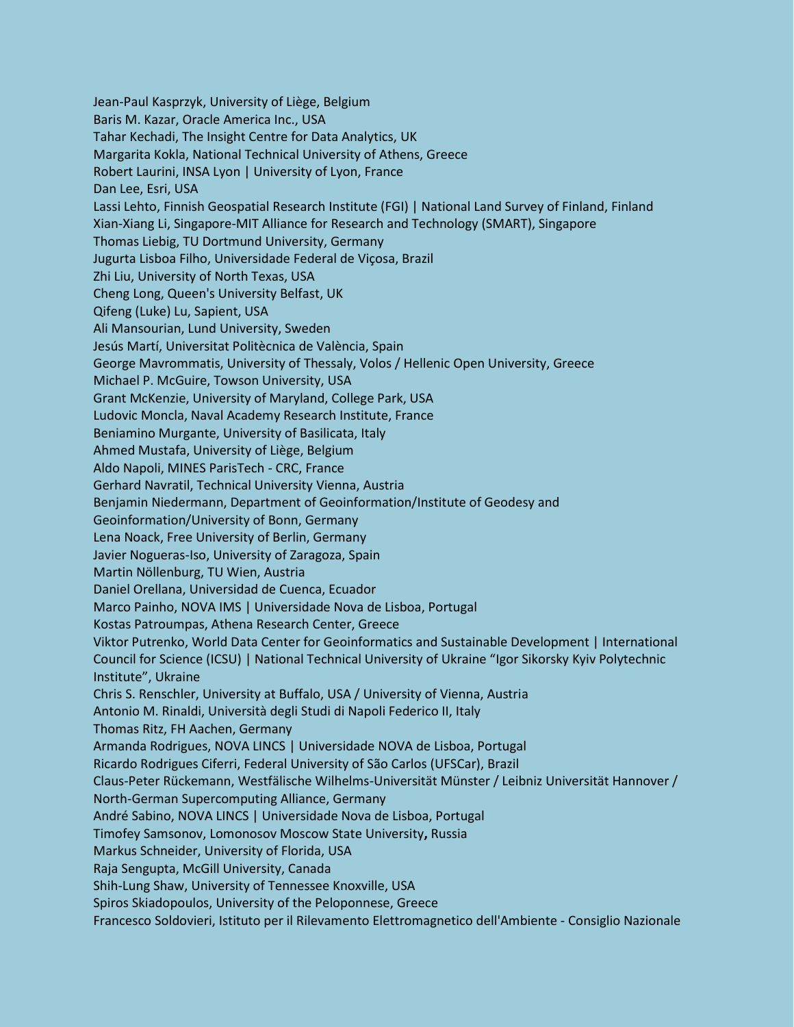Jean-Paul Kasprzyk, University of Liège, Belgium
Baris M. Kazar, Oracle America Inc., USA
Tahar Kechadi, The Insight Centre for Data Analytics, UK
Margarita Kokla, National Technical University of Athens, Greece
Robert Laurini, INSA Lyon | University of Lyon, France
Dan Lee, Esri, USA
Lassi Lehto, Finnish Geospatial Research Institute (FGI) | National Land Survey of Finland, Finland
Xian-Xiang Li, Singapore-MIT Alliance for Research and Technology (SMART), Singapore
Thomas Liebig, TU Dortmund University, Germany
Jugurta Lisboa Filho, Universidade Federal de Viçosa, Brazil
Zhi Liu, University of North Texas, USA
Cheng Long, Queen's University Belfast, UK
Qifeng (Luke) Lu, Sapient, USA
Ali Mansourian, Lund University, Sweden
Jesús Martí, Universitat Politècnica de València, Spain
George Mavrommatis, University of Thessaly, Volos / Hellenic Open University, Greece
Michael P. McGuire, Towson University, USA
Grant McKenzie, University of Maryland, College Park, USA
Ludovic Moncla, Naval Academy Research Institute, France
Beniamino Murgante, University of Basilicata, Italy
Ahmed Mustafa, University of Liège, Belgium
Aldo Napoli, MINES ParisTech - CRC, France
Gerhard Navratil, Technical University Vienna, Austria
Benjamin Niedermann, Department of Geoinformation/Institute of Geodesy and Geoinformation/University of Bonn, Germany
Lena Noack, Free University of Berlin, Germany
Javier Nogueras-Iso, University of Zaragoza, Spain
Martin Nöllenburg, TU Wien, Austria
Daniel Orellana, Universidad de Cuenca, Ecuador
Marco Painho, NOVA IMS | Universidade Nova de Lisboa, Portugal
Kostas Patroumpas, Athena Research Center, Greece
Viktor Putrenko, World Data Center for Geoinformatics and Sustainable Development | International Council for Science (ICSU) | National Technical University of Ukraine "Igor Sikorsky Kyiv Polytechnic Institute", Ukraine
Chris S. Renschler, University at Buffalo, USA / University of Vienna, Austria
Antonio M. Rinaldi, Università degli Studi di Napoli Federico II, Italy
Thomas Ritz, FH Aachen, Germany
Armanda Rodrigues, NOVA LINCS | Universidade NOVA de Lisboa, Portugal
Ricardo Rodrigues Ciferri, Federal University of São Carlos (UFSCar), Brazil
Claus-Peter Rückemann, Westfälische Wilhelms-Universität Münster / Leibniz Universität Hannover / North-German Supercomputing Alliance, Germany
André Sabino, NOVA LINCS | Universidade Nova de Lisboa, Portugal
Timofey Samsonov, Lomonosov Moscow State University**,** Russia
Markus Schneider, University of Florida, USA
Raja Sengupta, McGill University, Canada
Shih-Lung Shaw, University of Tennessee Knoxville, USA
Spiros Skiadopoulos, University of the Peloponnese, Greece
Francesco Soldovieri, Istituto per il Rilevamento Elettromagnetico dell'Ambiente - Consiglio Nazionale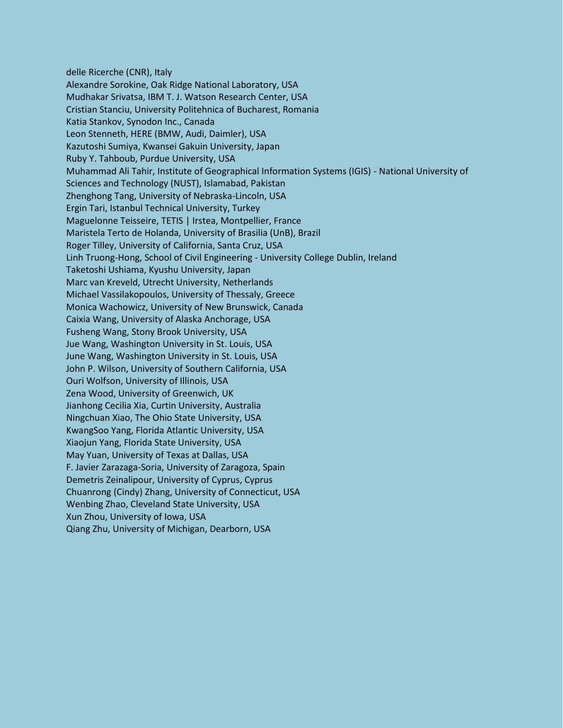delle Ricerche (CNR), Italy
Alexandre Sorokine, Oak Ridge National Laboratory, USA
Mudhakar Srivatsa, IBM T. J. Watson Research Center, USA
Cristian Stanciu, University Politehnica of Bucharest, Romania
Katia Stankov, Synodon Inc., Canada
Leon Stenneth, HERE (BMW, Audi, Daimler), USA
Kazutoshi Sumiya, Kwansei Gakuin University, Japan
Ruby Y. Tahboub, Purdue University, USA
Muhammad Ali Tahir, Institute of Geographical Information Systems (IGIS) - National University of Sciences and Technology (NUST), Islamabad, Pakistan
Zhenghong Tang, University of Nebraska-Lincoln, USA
Ergin Tari, Istanbul Technical University, Turkey
Maguelonne Teisseire, TETIS | Irstea, Montpellier, France
Maristela Terto de Holanda, University of Brasilia (UnB), Brazil
Roger Tilley, University of California, Santa Cruz, USA
Linh Truong-Hong, School of Civil Engineering - University College Dublin, Ireland
Taketoshi Ushiama, Kyushu University, Japan
Marc van Kreveld, Utrecht University, Netherlands
Michael Vassilakopoulos, University of Thessaly, Greece
Monica Wachowicz, University of New Brunswick, Canada
Caixia Wang, University of Alaska Anchorage, USA
Fusheng Wang, Stony Brook University, USA
Jue Wang, Washington University in St. Louis, USA
June Wang, Washington University in St. Louis, USA
John P. Wilson, University of Southern California, USA
Ouri Wolfson, University of Illinois, USA
Zena Wood, University of Greenwich, UK
Jianhong Cecilia Xia, Curtin University, Australia
Ningchuan Xiao, The Ohio State University, USA
KwangSoo Yang, Florida Atlantic University, USA
Xiaojun Yang, Florida State University, USA
May Yuan, University of Texas at Dallas, USA
F. Javier Zarazaga-Soria, University of Zaragoza, Spain
Demetris Zeinalipour, University of Cyprus, Cyprus
Chuanrong (Cindy) Zhang, University of Connecticut, USA
Wenbing Zhao, Cleveland State University, USA
Xun Zhou, University of Iowa, USA
Qiang Zhu, University of Michigan, Dearborn, USA